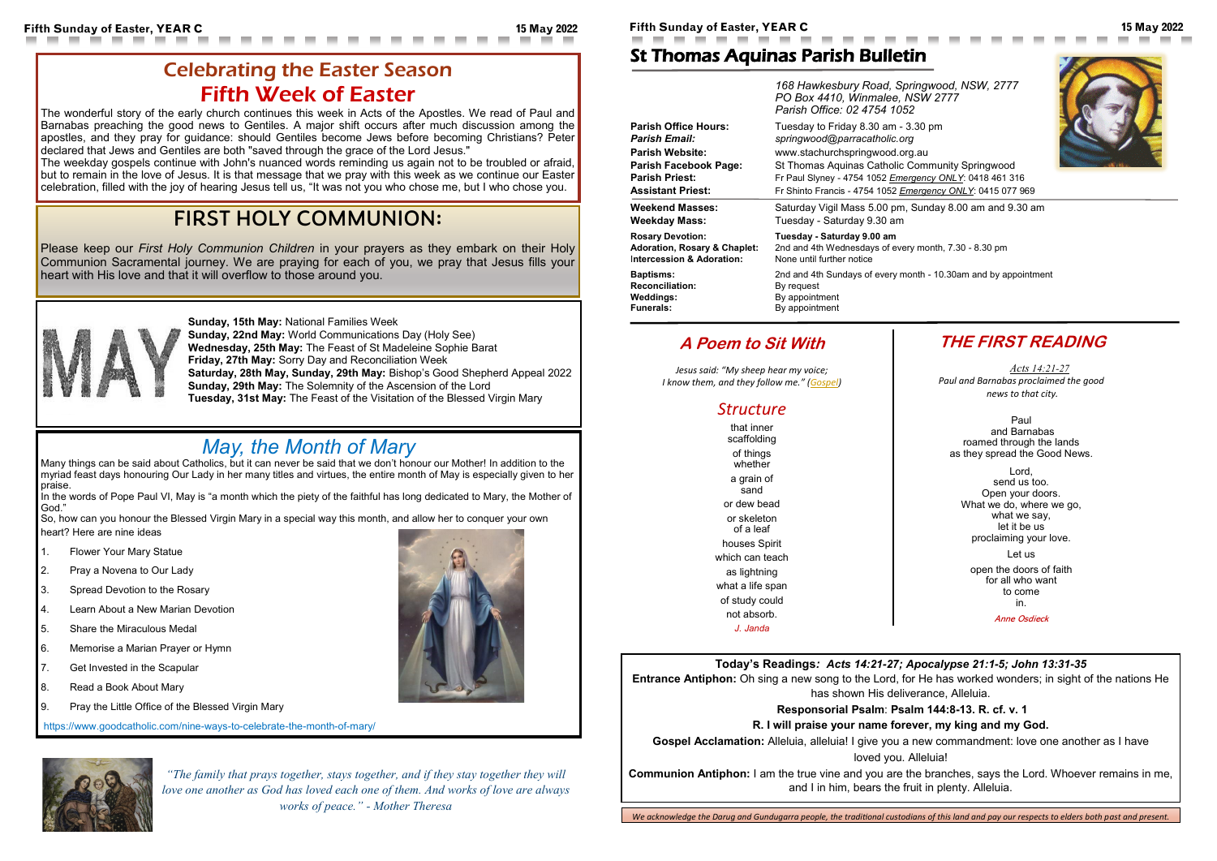# Celebrating the Easter Season
## Fifth Week of Easter

The wonderful story of the early church continues this week in Acts of the Apostles. We read of Paul and Barnabas preaching the good news to Gentiles. A major shift occurs after much discussion among the apostles, and they pray for guidance: should Gentiles become Jews before becoming Christians? Peter declared that Jews and Gentiles are both "saved through the grace of the Lord Jesus."

The weekday gospels continue with John's nuanced words reminding us again not to be troubled or afraid, but to remain in the love of Jesus. It is that message that we pray with this week as we continue our Easter celebration, filled with the joy of hearing Jesus tell us, "It was not you who chose me, but I who chose you.

## FIRST HOLY COMMUNION:

Please keep our *First Holy Communion Children* in your prayers as they embark on their Holy Communion Sacramental journey. We are praying for each of you, we pray that Jesus fills your heart with His love and that it will overflow to those around you.

MAY

**Sunday, 15th May:** National Families Week
**Sunday, 22nd May:** World Communications Day (Holy See)
**Wednesday, 25th May:** The Feast of St Madeleine Sophie Barat
**Friday, 27th May:** Sorry Day and Reconciliation Week
**Saturday, 28th May, Sunday, 29th May:** Bishop's Good Shepherd Appeal 2022
**Sunday, 29th May:** The Solemnity of the Ascension of the Lord
**Tuesday, 31st May:** The Feast of the Visitation of the Blessed Virgin Mary

## *May, the Month of Mary*

Many things can be said about Catholics, but it can never be said that we don't honour our Mother! In addition to the myriad feast days honouring Our Lady in her many titles and virtues, the entire month of May is especially given to her praise.

In the words of Pope Paul VI, May is "a month which the piety of the faithful has long dedicated to Mary, the Mother of God."

So, how can you honour the Blessed Virgin Mary in a special way this month, and allow her to conquer your own heart? Here are nine ideas

1. Flower Your Mary Statue
2. Pray a Novena to Our Lady
3. Spread Devotion to the Rosary
4. Learn About a New Marian Devotion
5. Share the Miraculous Medal
6. Memorise a Marian Prayer or Hymn
7. Get Invested in the Scapular
8. Read a Book About Mary
9. Pray the Little Office of the Blessed Virgin Mary

https://www.goodcatholic.com/nine-ways-to-celebrate-the-month-of-mary/

*"The family that prays together, stays together, and if they stay together they will love one another as God has loved each one of them. And works of love are always works of peace." - Mother Theresa*

# St Thomas Aquinas Parish Bulletin

*168 Hawkesbury Road, Springwood, NSW, 2777*
*PO Box 4410, Winmalee, NSW 2777*
*Parish Office: 02 4754 1052*

**Parish Office Hours:** Tuesday to Friday 8.30 am - 3.30 pm
***Parish Email:*** *springwood@parracatholic.org*
**Parish Website:** www.stachurchspringwood.org.au
**Parish Facebook Page:** St Thomas Aquinas Catholic Community Springwood
**Parish Priest:** Fr Paul Slyney - 4754 1052 *Emergency ONLY*: 0418 461 316
**Assistant Priest:** Fr Shinto Francis - 4754 1052 *Emergency ONLY*: 0415 077 969

**Weekend Masses:** Saturday Vigil Mass 5.00 pm, Sunday 8.00 am and 9.30 am
**Weekday Mass:** Tuesday - Saturday 9.30 am

**Rosary Devotion:** **Tuesday - Saturday 9.00 am**
**Adoration, Rosary & Chaplet:** 2nd and 4th Wednesdays of every month, 7.30 - 8.30 pm
**Intercession & Adoration:** None until further notice

**Baptisms:** 2nd and 4th Sundays of every month - 10.30am and by appointment
**Reconciliation:** By request
**Weddings:** By appointment
**Funerals:** By appointment

## *A Poem to Sit With*

*Jesus said: "My sheep hear my voice;*
*I know them, and they follow me." (Gospel)*

### *Structure*

that inner
scaffolding
of things
whether
a grain of
sand
or dew bead
or skeleton
of a leaf
houses Spirit
which can teach
as lightning
what a life span
of study could
not absorb.

*J. Janda*

## *THE FIRST READING*

*Acts 14:21-27*
*Paul and Barnabas proclaimed the good news to that city.*

Paul
and Barnabas
roamed through the lands
as they spread the Good News.

Lord,
send us too.
Open your doors.
What we do, where we go,
what we say,
let it be us
proclaiming your love.

Let us

open the doors of faith
for all who want
to come
in.

*Anne Osdieck*

**Today's Readings*:* *Acts 14:21-27; Apocalypse 21:1-5; John 13:31-35***

**Entrance Antiphon:** Oh sing a new song to the Lord, for He has worked wonders; in sight of the nations He has shown His deliverance, Alleluia.

**Responsorial Psalm**: **Psalm 144:8-13. R. cf. v. 1**

**R. I will praise your name forever, my king and my God.**

**Gospel Acclamation:** Alleluia, alleluia! I give you a new commandment: love one another as I have loved you. Alleluia!

**Communion Antiphon:** I am the true vine and you are the branches, says the Lord. Whoever remains in me, and I in him, bears the fruit in plenty. Alleluia.

*We acknowledge the Darug and Gundugarra people, the traditional custodians of this land and pay our respects to elders both past and present.*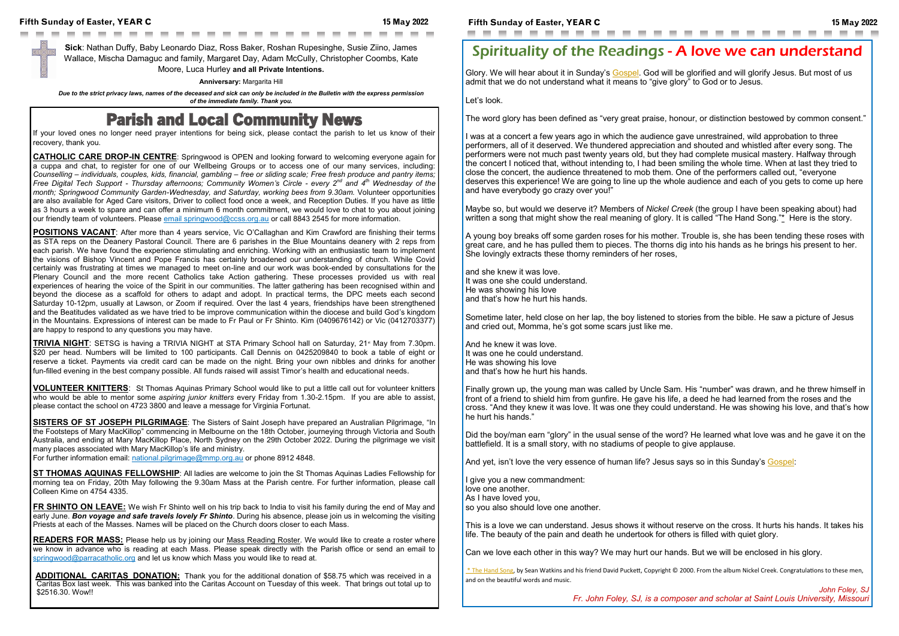**Sick**: Nathan Duffy, Baby Leonardo Diaz, Ross Baker, Roshan Rupesinghe, Susie Ziino, James Wallace, Mischa Damaguc and family, Margaret Day, Adam McCully, Christopher Coombs, Kate Moore, Luca Hurley **and all Private Intentions.**

**Anniversary:** Margarita Hill

***Due to the strict privacy laws, names of the deceased and sick can only be included in the Bulletin with the express permission of the immediate family. Thank you.***

# Parish and Local Community News

If your loved ones no longer need prayer intentions for being sick, please contact the parish to let us know of their recovery, thank you.

**CATHOLIC CARE DROP-IN CENTRE**: Springwood is OPEN and looking forward to welcoming everyone again for a cuppa and chat, to register for one of our Wellbeing Groups or to access one of our many services, including: *Counselling – individuals, couples, kids, financial, gambling – free or sliding scale; Free fresh produce and pantry items; Free Digital Tech Support - Thursday afternoons; Community Women's Circle - every 2nd and 4th Wednesday of the month; Springwood Community Garden-Wednesday, and Saturday, working bees from 9.30am.* Volunteer opportunities are also available for Aged Care visitors, Driver to collect food once a week, and Reception Duties. If you have as little as 3 hours a week to spare and can offer a minimum 6 month commitment, we would love to chat to you about joining our friendly team of volunteers. Please email springwood@ccss.org.au or call 8843 2545 for more information.

**POSITIONS VACANT**: After more than 4 years service, Vic O'Callaghan and Kim Crawford are finishing their terms as STA reps on the Deanery Pastoral Council. There are 6 parishes in the Blue Mountains deanery with 2 reps from each parish. We have found the experience stimulating and enriching. Working with an enthusiastic team to implement the visions of Bishop Vincent and Pope Francis has certainly broadened our understanding of church. While Covid certainly was frustrating at times we managed to meet on-line and our work was book-ended by consultations for the Plenary Council and the more recent Catholics take Action gathering. These processes provided us with real experiences of hearing the voice of the Spirit in our communities. The latter gathering has been recognised within and beyond the diocese as a scaffold for others to adapt and adopt. In practical terms, the DPC meets each second Saturday 10-12pm, usually at Lawson, or Zoom if required. Over the last 4 years, friendships have been strengthened and the Beatitudes validated as we have tried to be improve communication within the diocese and build God's kingdom in the Mountains. Expressions of interest can be made to Fr Paul or Fr Shinto. Kim (0409676142) or Vic (0412703377) are happy to respond to any questions you may have.

**TRIVIA NIGHT**: SETSG is having a TRIVIA NIGHT at STA Primary School hall on Saturday, 21st May from 7.30pm. $20 per head. Numbers will be limited to 100 participants. Call Dennis on 0425209840 to book a table of eight or reserve a ticket. Payments via credit card can be made on the night. Bring your own nibbles and drinks for another fun-filled evening in the best company possible. All funds raised will assist Timor's health and educational needs.

**VOLUNTEER KNITTERS**: St Thomas Aquinas Primary School would like to put a little call out for volunteer knitters who would be able to mentor some *aspiring junior knitters* every Friday from 1.30-2.15pm. If you are able to assist, please contact the school on 4723 3800 and leave a message for Virginia Fortunat.

**SISTERS OF ST JOSEPH PILGRIMAGE**: The Sisters of Saint Joseph have prepared an Australian Pilgrimage, "In the Footsteps of Mary MacKillop" commencing in Melbourne on the 18th October, journeying through Victoria and South Australia, and ending at Mary MacKillop Place, North Sydney on the 29th October 2022. During the pilgrimage we visit many places associated with Mary MacKillop's life and ministry.
For further information email: national.pilgrimage@mmp.org.au or phone 8912 4848.

**ST THOMAS AQUINAS FELLOWSHIP**: All ladies are welcome to join the St Thomas Aquinas Ladies Fellowship for morning tea on Friday, 20th May following the 9.30am Mass at the Parish centre. For further information, please call Colleen Kime on 4754 4335.

**FR SHINTO ON LEAVE:** We wish Fr Shinto well on his trip back to India to visit his family during the end of May and early June. ***Bon voyage and safe travels lovely Fr Shinto***. During his absence, please join us in welcoming the visiting Priests at each of the Masses. Names will be placed on the Church doors closer to each Mass.

**READERS FOR MASS:** Please help us by joining our Mass Reading Roster. We would like to create a roster where we know in advance who is reading at each Mass. Please speak directly with the Parish office or send an email to springwood@parracatholic.org and let us know which Mass you would like to read at.

**ADDITIONAL CARITAS DONATION:** Thank you for the additional donation of $58.75 which was received in a Caritas Box last week. This was banked into the Caritas Account on Tuesday of this week. That brings out total up to $2516.30. Wow!!

# Spirituality of the Readings - A love we can understand

Glory. We will hear about it in Sunday's Gospel. God will be glorified and will glorify Jesus. But most of us admit that we do not understand what it means to "give glory" to God or to Jesus.

Let's look.

The word glory has been defined as "very great praise, honour, or distinction bestowed by common consent."

I was at a concert a few years ago in which the audience gave unrestrained, wild approbation to three performers, all of it deserved. We thundered appreciation and shouted and whistled after every song. The performers were not much past twenty years old, but they had complete musical mastery. Halfway through the concert I noticed that, without intending to, I had been smiling the whole time. When at last they tried to close the concert, the audience threatened to mob them. One of the performers called out, "everyone deserves this experience! We are going to line up the whole audience and each of you gets to come up here and have everybody go crazy over you!"

Maybe so, but would we deserve it? Members of *Nickel Creek* (the group I have been speaking about) had written a song that might show the real meaning of glory. It is called "The Hand Song."* Here is the story.

A young boy breaks off some garden roses for his mother. Trouble is, she has been tending these roses with great care, and he has pulled them to pieces. The thorns dig into his hands as he brings his present to her. She lovingly extracts these thorny reminders of her roses,

and she knew it was love.
It was one she could understand.
He was showing his love
and that's how he hurt his hands.

Sometime later, held close on her lap, the boy listened to stories from the bible. He saw a picture of Jesus and cried out, Momma, he's got some scars just like me.

And he knew it was love.
It was one he could understand.
He was showing his love
and that's how he hurt his hands.

Finally grown up, the young man was called by Uncle Sam. His "number" was drawn, and he threw himself in front of a friend to shield him from gunfire. He gave his life, a deed he had learned from the roses and the cross. "And they knew it was love. It was one they could understand. He was showing his love, and that's how he hurt his hands."

Did the boy/man earn "glory" in the usual sense of the word? He learned what love was and he gave it on the battlefield. It is a small story, with no stadiums of people to give applause.

And yet, isn't love the very essence of human life? Jesus says so in this Sunday's Gospel:

I give you a new commandment:
love one another.
As I have loved you,
so you also should love one another.

This is a love we can understand. Jesus shows it without reserve on the cross. It hurts his hands. It takes his life. The beauty of the pain and death he undertook for others is filled with quiet glory.

Can we love each other in this way? We may hurt our hands. But we will be enclosed in his glory.

* The Hand Song, by Sean Watkins and his friend David Puckett, Copyright © 2000. From the album Nickel Creek. Congratulations to these men, and on the beautiful words and music.

*John Foley, SJ*
*Fr. John Foley, SJ, is a composer and scholar at Saint Louis University, Missouri*